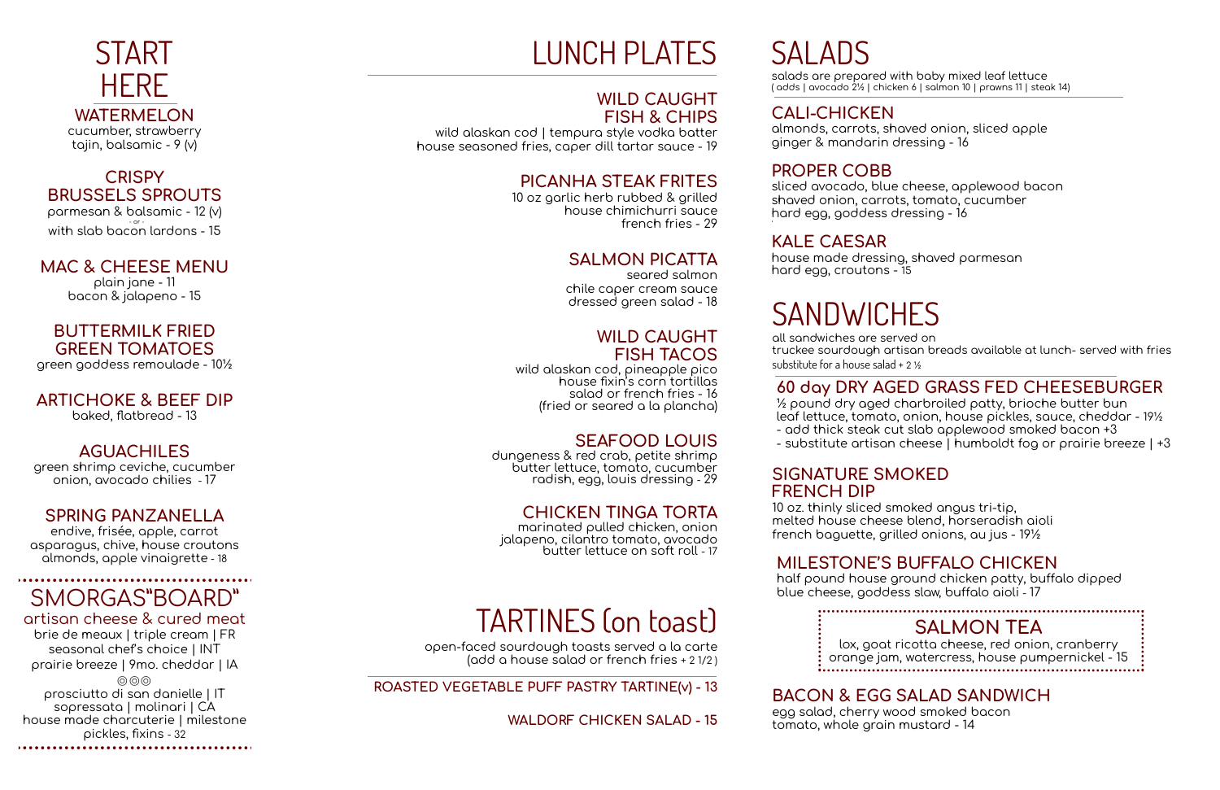# START HERE

## WATERMELON
cucumber, strawberry
tajin, balsamic - 9 (v)

## CRISPY BRUSSELS SPROUTS
parmesan & balsamic - 12 (v)
- or -
with slab bacon lardons - 15

## MAC & CHEESE MENU
plain jane - 11
bacon & jalapeno - 15

## BUTTERMILK FRIED GREEN TOMATOES
green goddess remoulade - 10½

## ARTICHOKE & BEEF DIP
baked, flatbread - 13

## AGUACHILES
green shrimp ceviche, cucumber
onion, avocado chilies - 17

## SPRING PANZANELLA
endive, frisée, apple, carrot
asparagus, chive, house croutons
almonds, apple vinaigrette - 18

# SMORGAS"BOARD"

## artisan cheese & cured meat
brie de meaux | triple cream | FR
seasonal chef's choice | INT
prairie breeze | 9mo. cheddar | IA
◎◎◎
prosciutto di san danielle | IT
sopressata | molinari | CA
house made charcuterie | milestone
pickles, fixins - 32

# LUNCH PLATES

## WILD CAUGHT FISH & CHIPS
wild alaskan cod | tempura style vodka batter
house seasoned fries, caper dill tartar sauce - 19

## PICANHA STEAK FRITES
10 oz garlic herb rubbed & grilled
house chimichurri sauce
french fries - 29

## SALMON PICATTA
seared salmon
chile caper cream sauce
dressed green salad - 18

## WILD CAUGHT FISH TACOS
wild alaskan cod, pineapple pico
house fixin's corn tortillas
salad or french fries - 16
(fried or seared a la plancha)

## SEAFOOD LOUIS
dungeness & red crab, petite shrimp
butter lettuce, tomato, cucumber
radish, egg, louis dressing - 29

## CHICKEN TINGA TORTA
marinated pulled chicken, onion
jalapeno, cilantro tomato, avocado
butter lettuce on soft roll - 17

# TARTINES (on toast)
open-faced sourdough toasts served a la carte
(add a house salad or french fries + 2 1/2)

## ROASTED VEGETABLE PUFF PASTRY TARTINE(v) - 13

## WALDORF CHICKEN SALAD - 15

# SALADS
salads are prepared with baby mixed leaf lettuce
( adds | avocado 2½ | chicken 6 | salmon 10 | prawns 11 | steak 14)

## CALI-CHICKEN
almonds, carrots, shaved onion, sliced apple
ginger & mandarin dressing - 16

## PROPER COBB
sliced avocado, blue cheese, applewood bacon
shaved onion, carrots, tomato, cucumber
hard egg, goddess dressing - 16

## KALE CAESAR
house made dressing, shaved parmesan
hard egg, croutons - 15

# SANDWICHES
all sandwiches are served on
truckee sourdough artisan breads available at lunch- served with fries
substitute for a house salad + 2 ½

## 60 day DRY AGED GRASS FED CHEESEBURGER
½ pound dry aged charbroiled patty, brioche butter bun
leaf lettuce, tomato, onion, house pickles, sauce, cheddar - 19½
- add thick steak cut slab applewood smoked bacon +3
- substitute artisan cheese | humboldt fog or prairie breeze | +3

## SIGNATURE SMOKED FRENCH DIP
10 oz. thinly sliced smoked angus tri-tip,
melted house cheese blend, horseradish aioli
french baguette, grilled onions, au jus - 19½

## MILESTONE'S BUFFALO CHICKEN
half pound house ground chicken patty, buffalo dipped
blue cheese, goddess slaw, buffalo aioli - 17

## SALMON TEA
lox, goat ricotta cheese, red onion, cranberry
orange jam, watercress, house pumpernickel - 15

## BACON & EGG SALAD SANDWICH
egg salad, cherry wood smoked bacon
tomato, whole grain mustard - 14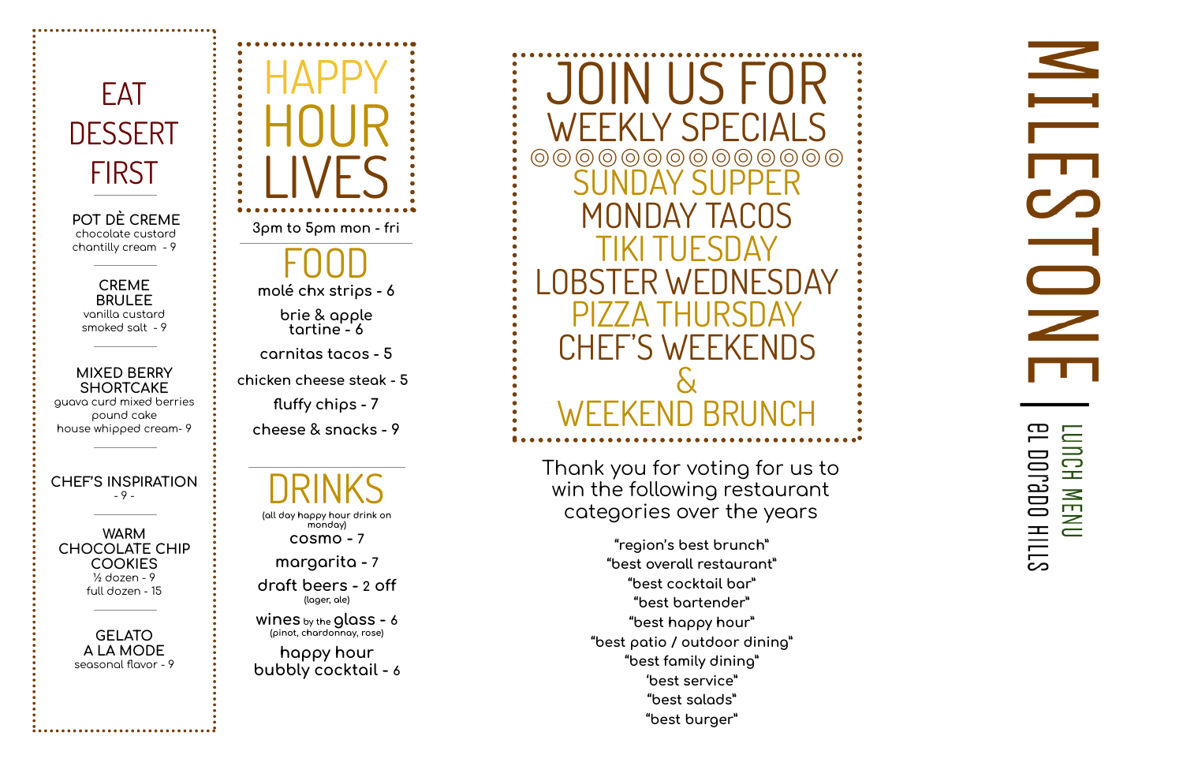# EAT DESSERT FIRST

**POT DÈ CREME**
chocolate custard
chantilly cream - 9

**CREME BRULEE**
vanilla custard
smoked salt - 9

**MIXED BERRY SHORTCAKE**
guava curd mixed berries
pound cake
house whipped cream- 9

**CHEF'S INSPIRATION**
- 9 -

**WARM CHOCOLATE CHIP COOKIES**
½ dozen - 9
full dozen - 15

**GELATO A LA MODE**
seasonal flavor - 9

# HAPPY HOUR LIVES

3pm to 5pm mon - fri

## FOOD

molé chx strips - 6

brie & apple tartine - 6

carnitas tacos - 5

chicken cheese steak - 5

fluffy chips - 7

cheese & snacks - 9

## DRINKS

(all day happy hour drink on monday)

cosmo - 7

margarita - 7

draft beers - 2 off
(lager, ale)

wines by the glass - 6
(pinot, chardonnay, rose)

happy hour bubbly cocktail - 6

# JOIN US FOR WEEKLY SPECIALS

SUNDAY SUPPER
MONDAY TACOS
TIKI TUESDAY
LOBSTER WEDNESDAY
PIZZA THURSDAY
CHEF'S WEEKENDS
&
WEEKEND BRUNCH

Thank you for voting for us to win the following restaurant categories over the years

"region's best brunch"
"best overall restaurant"
"best cocktail bar"
"best bartender"
"best happy hour"
"best patio / outdoor dining"
"best family dining"
'best service"
"best salads"
"best burger"

# MILESTONE

EL DORADO HILLS | LUNCH MENU